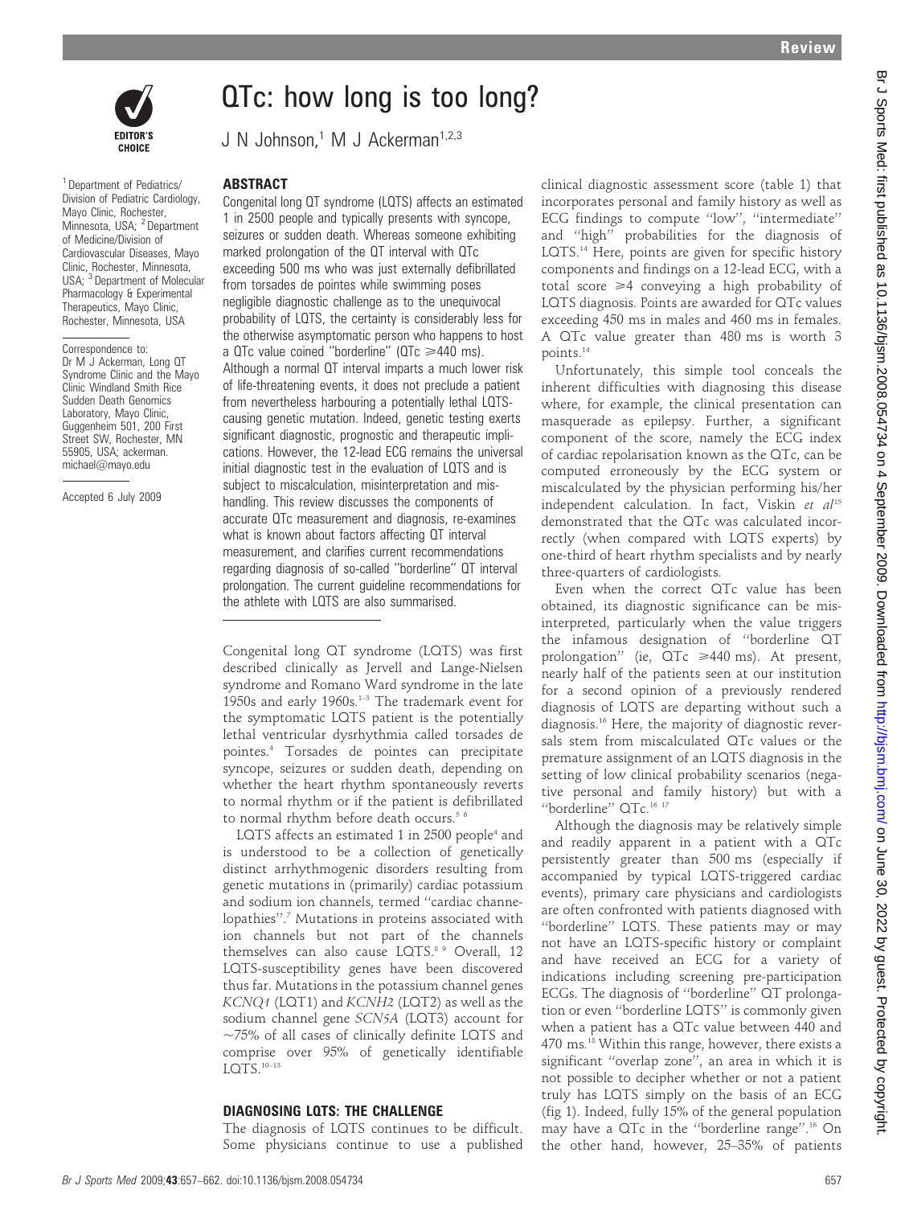# QTc: how long is too long?

J N Johnson,[1] M J Ackerman[1,2,3]

[1] Department of Pediatrics/Division of Pediatric Cardiology, Mayo Clinic, Rochester, Minnesota, USA; [2] Department of Medicine/Division of Cardiovascular Diseases, Mayo Clinic, Rochester, Minnesota, USA; [3] Department of Molecular Pharmacology & Experimental Therapeutics, Mayo Clinic, Rochester, Minnesota, USA

Correspondence to: Dr M J Ackerman, Long QT Syndrome Clinic and the Mayo Clinic Windland Smith Rice Sudden Death Genomics Laboratory, Mayo Clinic, Guggenheim 501, 200 First Street SW, Rochester, MN 55905, USA; ackerman.michael@mayo.edu

Accepted 6 July 2009

## ABSTRACT

Congenital long QT syndrome (LQTS) affects an estimated 1 in 2500 people and typically presents with syncope, seizures or sudden death. Whereas someone exhibiting marked prolongation of the QT interval with QTc exceeding 500 ms who was just externally defibrillated from torsades de pointes while swimming poses negligible diagnostic challenge as to the unequivocal probability of LQTS, the certainty is considerably less for the otherwise asymptomatic person who happens to host a QTc value coined "borderline" (QTc ≥440 ms). Although a normal QT interval imparts a much lower risk of life-threatening events, it does not preclude a patient from nevertheless harbouring a potentially lethal LQTS-causing genetic mutation. Indeed, genetic testing exerts significant diagnostic, prognostic and therapeutic implications. However, the 12-lead ECG remains the universal initial diagnostic test in the evaluation of LQTS and is subject to miscalculation, misinterpretation and mishandling. This review discusses the components of accurate QTc measurement and diagnosis, re-examines what is known about factors affecting QT interval measurement, and clarifies current recommendations regarding diagnosis of so-called "borderline" QT interval prolongation. The current guideline recommendations for the athlete with LQTS are also summarised.

Congenital long QT syndrome (LQTS) was first described clinically as Jervell and Lange-Nielsen syndrome and Romano Ward syndrome in the late 1950s and early 1960s.[1–3] The trademark event for the symptomatic LQTS patient is the potentially lethal ventricular dysrhythmia called torsades de pointes.[4] Torsades de pointes can precipitate syncope, seizures or sudden death, depending on whether the heart rhythm spontaneously reverts to normal rhythm or if the patient is defibrillated to normal rhythm before death occurs.[5 6]

LQTS affects an estimated 1 in 2500 people[4] and is understood to be a collection of genetically distinct arrhythmogenic disorders resulting from genetic mutations in (primarily) cardiac potassium and sodium ion channels, termed "cardiac channelopathies".[7] Mutations in proteins associated with ion channels but not part of the channels themselves can also cause LQTS.[8 9] Overall, 12 LQTS-susceptibility genes have been discovered thus far. Mutations in the potassium channel genes *KCNQ1* (LQT1) and *KCNH2* (LQT2) as well as the sodium channel gene *SCN5A* (LQT3) account for ~75% of all cases of clinically definite LQTS and comprise over 95% of genetically identifiable LQTS.[10–13]

## DIAGNOSING LQTS: THE CHALLENGE

The diagnosis of LQTS continues to be difficult. Some physicians continue to use a published clinical diagnostic assessment score (table 1) that incorporates personal and family history as well as ECG findings to compute "low", "intermediate" and "high" probabilities for the diagnosis of LQTS.[14] Here, points are given for specific history components and findings on a 12-lead ECG, with a total score ≥4 conveying a high probability of LQTS diagnosis. Points are awarded for QTc values exceeding 450 ms in males and 460 ms in females. A QTc value greater than 480 ms is worth 3 points.[14]

Unfortunately, this simple tool conceals the inherent difficulties with diagnosing this disease where, for example, the clinical presentation can masquerade as epilepsy. Further, a significant component of the score, namely the ECG index of cardiac repolarisation known as the QTc, can be computed erroneously by the ECG system or miscalculated by the physician performing his/her independent calculation. In fact, Viskin *et al*[15] demonstrated that the QTc was calculated incorrectly (when compared with LQTS experts) by one-third of heart rhythm specialists and by nearly three-quarters of cardiologists.

Even when the correct QTc value has been obtained, its diagnostic significance can be misinterpreted, particularly when the value triggers the infamous designation of "borderline QT prolongation" (ie, QTc ≥440 ms). At present, nearly half of the patients seen at our institution for a second opinion of a previously rendered diagnosis of LQTS are departing without such a diagnosis.[16] Here, the majority of diagnostic reversals stem from miscalculated QTc values or the premature assignment of an LQTS diagnosis in the setting of low clinical probability scenarios (negative personal and family history) but with a "borderline" QTc.[16 17]

Although the diagnosis may be relatively simple and readily apparent in a patient with a QTc persistently greater than 500 ms (especially if accompanied by typical LQTS-triggered cardiac events), primary care physicians and cardiologists are often confronted with patients diagnosed with "borderline" LQTS. These patients may or may not have an LQTS-specific history or complaint and have received an ECG for a variety of indications including screening pre-participation ECGs. The diagnosis of "borderline" QT prolongation or even "borderline LQTS" is commonly given when a patient has a QTc value between 440 and 470 ms.[18] Within this range, however, there exists a significant "overlap zone", an area in which it is not possible to decipher whether or not a patient truly has LQTS simply on the basis of an ECG (fig 1). Indeed, fully 15% of the general population may have a QTc in the "borderline range".[16] On the other hand, however, 25–35% of patients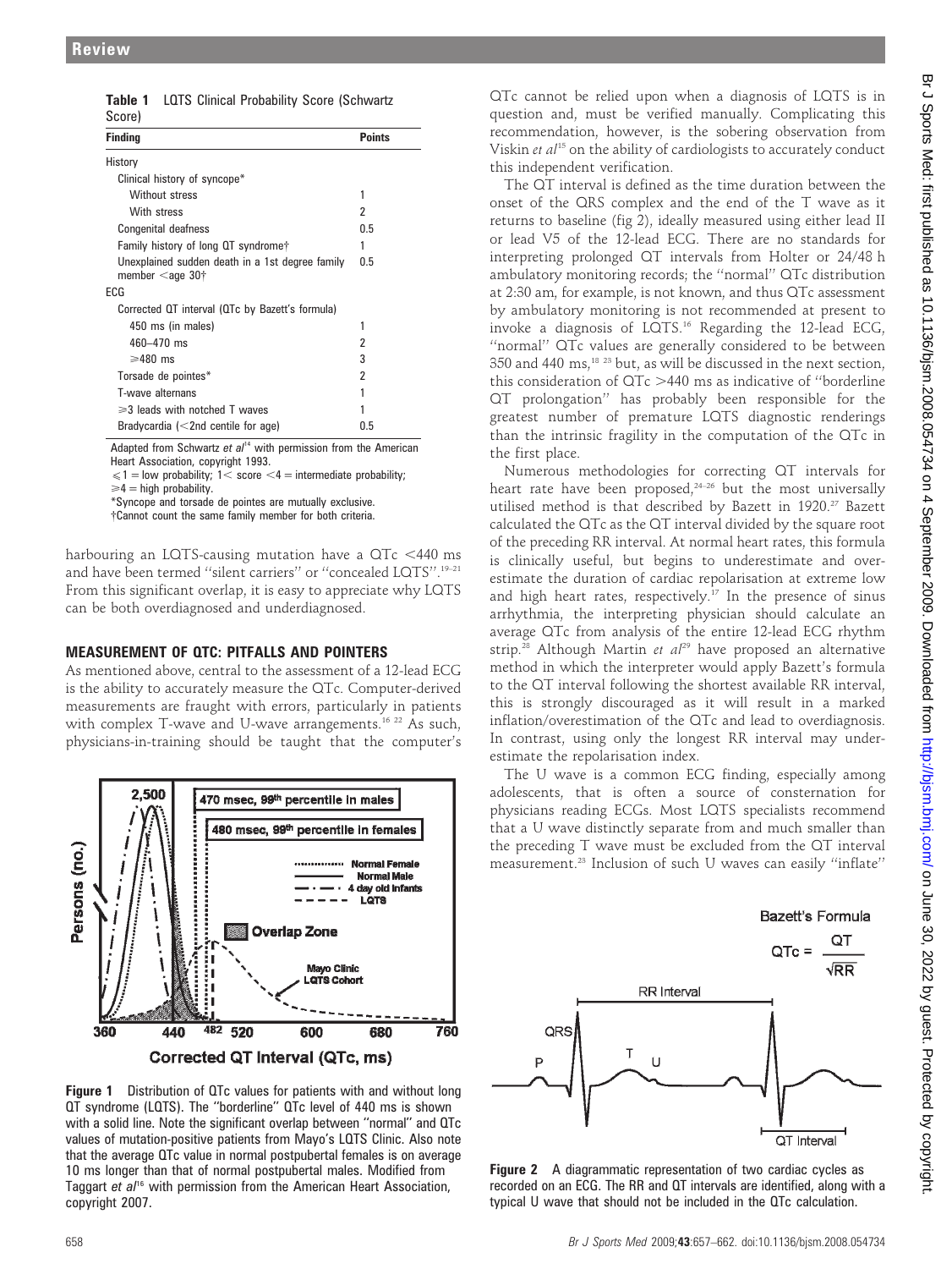**Table 1** LQTS Clinical Probability Score (Schwartz Score)

| Finding | Points |
|---|---|
| History | |
| Clinical history of syncope* | |
| Without stress | 1 |
| With stress | 2 |
| Congenital deafness | 0.5 |
| Family history of long QT syndrome† | 1 |
| Unexplained sudden death in a 1st degree family member <age 30† | 0.5 |
| ECG | |
| Corrected QT interval (QTc by Bazett's formula) | |
| 450 ms (in males) | 1 |
| 460–470 ms | 2 |
| ⩾480 ms | 3 |
| Torsade de pointes* | 2 |
| T-wave alternans | 1 |
| ⩾3 leads with notched T waves | 1 |
| Bradycardia (<2nd centile for age) | 0.5 |

Adapted from Schwartz *et al*[14] with permission from the American Heart Association, copyright 1993.
⩽1 = low probability; 1< score <4 = intermediate probability; ⩾4 = high probability.
*Syncope and torsade de pointes are mutually exclusive.
†Cannot count the same family member for both criteria.

harbouring an LQTS-causing mutation have a QTc <440 ms and have been termed "silent carriers" or "concealed LQTS".[19–21] From this significant overlap, it is easy to appreciate why LQTS can be both overdiagnosed and underdiagnosed.

## MEASUREMENT OF QTC: PITFALLS AND POINTERS

As mentioned above, central to the assessment of a 12-lead ECG is the ability to accurately measure the QTc. Computer-derived measurements are fraught with errors, particularly in patients with complex T-wave and U-wave arrangements.[16 22] As such, physicians-in-training should be taught that the computer's QTc cannot be relied upon when a diagnosis of LQTS is in question and, must be verified manually. Complicating this recommendation, however, is the sobering observation from Viskin *et al*[15] on the ability of cardiologists to accurately conduct this independent verification.

**Figure 1** Distribution of QTc values for patients with and without long QT syndrome (LQTS). The "borderline" QTc level of 440 ms is shown with a solid line. Note the significant overlap between "normal" and QTc values of mutation-positive patients from Mayo's LQTS Clinic. Also note that the average QTc value in normal postpubertal females is on average 10 ms longer than that of normal postpubertal males. Modified from Taggart *et al*[16] with permission from the American Heart Association, copyright 2007.

The QT interval is defined as the time duration between the onset of the QRS complex and the end of the T wave as it returns to baseline (fig 2), ideally measured using either lead II or lead V5 of the 12-lead ECG. There are no standards for interpreting prolonged QT intervals from Holter or 24/48 h ambulatory monitoring records; the "normal" QTc distribution at 2:30 am, for example, is not known, and thus QTc assessment by ambulatory monitoring is not recommended at present to invoke a diagnosis of LQTS.[16] Regarding the 12-lead ECG, "normal" QTc values are generally considered to be between 350 and 440 ms,[18 23] but, as will be discussed in the next section, this consideration of QTc >440 ms as indicative of "borderline QT prolongation" has probably been responsible for the greatest number of premature LQTS diagnostic renderings than the intrinsic fragility in the computation of the QTc in the first place.

Numerous methodologies for correcting QT intervals for heart rate have been proposed,[24–26] but the most universally utilised method is that described by Bazett in 1920.[27] Bazett calculated the QTc as the QT interval divided by the square root of the preceding RR interval. At normal heart rates, this formula is clinically useful, but begins to underestimate and overestimate the duration of cardiac repolarisation at extreme low and high heart rates, respectively.[17] In the presence of sinus arrhythmia, the interpreting physician should calculate an average QTc from analysis of the entire 12-lead ECG rhythm strip.[28] Although Martin *et al*[29] have proposed an alternative method in which the interpreter would apply Bazett's formula to the QT interval following the shortest available RR interval, this is strongly discouraged as it will result in a marked inflation/overestimation of the QTc and lead to overdiagnosis. In contrast, using only the longest RR interval may underestimate the repolarisation index.

The U wave is a common ECG finding, especially among adolescents, that is often a source of consternation for physicians reading ECGs. Most LQTS specialists recommend that a U wave distinctly separate from and much smaller than the preceding T wave must be excluded from the QT interval measurement.[23] Inclusion of such U waves can easily "inflate"

Bazett's Formula

$$QTc = \frac{QT}{\sqrt{RR}}$$

**Figure 2** A diagrammatic representation of two cardiac cycles as recorded on an ECG. The RR and QT intervals are identified, along with a typical U wave that should not be included in the QTc calculation.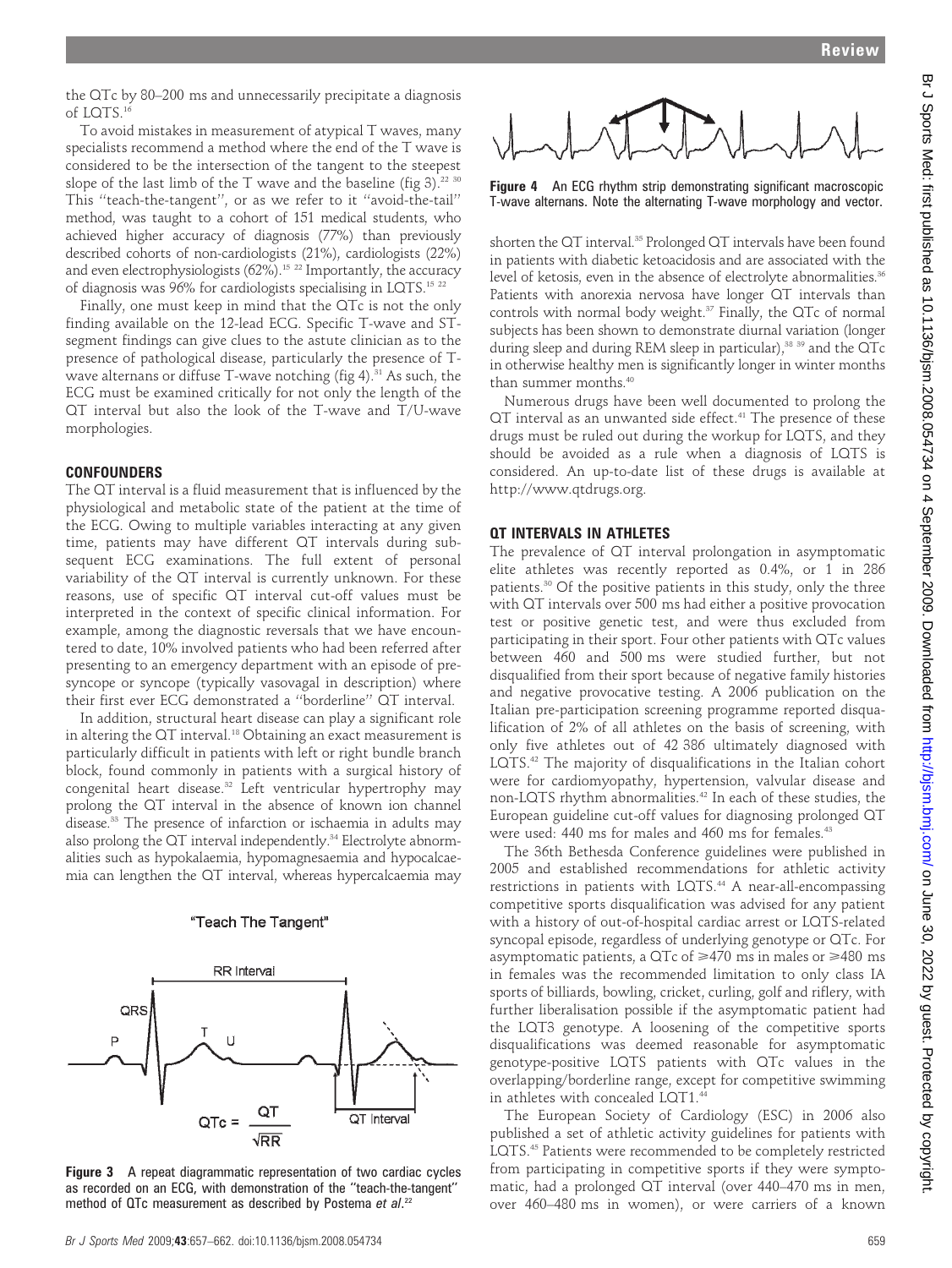the QTc by 80–200 ms and unnecessarily precipitate a diagnosis of LQTS.[16]

To avoid mistakes in measurement of atypical T waves, many specialists recommend a method where the end of the T wave is considered to be the intersection of the tangent to the steepest slope of the last limb of the T wave and the baseline (fig 3).[22 30] This "teach-the-tangent", or as we refer to it "avoid-the-tail" method, was taught to a cohort of 151 medical students, who achieved higher accuracy of diagnosis (77%) than previously described cohorts of non-cardiologists (21%), cardiologists (22%) and even electrophysiologists (62%).[15 22] Importantly, the accuracy of diagnosis was 96% for cardiologists specialising in LQTS.[15 22]

Finally, one must keep in mind that the QTc is not the only finding available on the 12-lead ECG. Specific T-wave and ST-segment findings can give clues to the astute clinician as to the presence of pathological disease, particularly the presence of T-wave alternans or diffuse T-wave notching (fig 4).[31] As such, the ECG must be examined critically for not only the length of the QT interval but also the look of the T-wave and T/U-wave morphologies.

## CONFOUNDERS

The QT interval is a fluid measurement that is influenced by the physiological and metabolic state of the patient at the time of the ECG. Owing to multiple variables interacting at any given time, patients may have different QT intervals during subsequent ECG examinations. The full extent of personal variability of the QT interval is currently unknown. For these reasons, use of specific QT interval cut-off values must be interpreted in the context of specific clinical information. For example, among the diagnostic reversals that we have encountered to date, 10% involved patients who had been referred after presenting to an emergency department with an episode of presyncope or syncope (typically vasovagal in description) where their first ever ECG demonstrated a "borderline" QT interval.

In addition, structural heart disease can play a significant role in altering the QT interval.[18] Obtaining an exact measurement is particularly difficult in patients with left or right bundle branch block, found commonly in patients with a surgical history of congenital heart disease.[32] Left ventricular hypertrophy may prolong the QT interval in the absence of known ion channel disease.[33] The presence of infarction or ischaemia in adults may also prolong the QT interval independently.[34] Electrolyte abnormalities such as hypokalaemia, hypomagnesaemia and hypocalcaemia can lengthen the QT interval, whereas hypercalcaemia may shorten the QT interval.[35] Prolonged QT intervals have been found in patients with diabetic ketoacidosis and are associated with the level of ketosis, even in the absence of electrolyte abnormalities.[36] Patients with anorexia nervosa have longer QT intervals than controls with normal body weight.[37] Finally, the QTc of normal subjects has been shown to demonstrate diurnal variation (longer during sleep and during REM sleep in particular),[38 39] and the QTc in otherwise healthy men is significantly longer in winter months than summer months.[40]

"Teach The Tangent"

$$QTc = \frac{QT}{\sqrt{RR}}$$

**Figure 3** A repeat diagrammatic representation of two cardiac cycles as recorded on an ECG, with demonstration of the "teach-the-tangent" method of QTc measurement as described by Postema *et al*.[22]

**Figure 4** An ECG rhythm strip demonstrating significant macroscopic T-wave alternans. Note the alternating T-wave morphology and vector.

Numerous drugs have been well documented to prolong the QT interval as an unwanted side effect.[41] The presence of these drugs must be ruled out during the workup for LQTS, and they should be avoided as a rule when a diagnosis of LQTS is considered. An up-to-date list of these drugs is available at http://www.qtdrugs.org.

## QT INTERVALS IN ATHLETES

The prevalence of QT interval prolongation in asymptomatic elite athletes was recently reported as 0.4%, or 1 in 286 patients.[30] Of the positive patients in this study, only the three with QT intervals over 500 ms had either a positive provocation test or positive genetic test, and were thus excluded from participating in their sport. Four other patients with QTc values between 460 and 500 ms were studied further, but not disqualified from their sport because of negative family histories and negative provocative testing. A 2006 publication on the Italian pre-participation screening programme reported disqualification of 2% of all athletes on the basis of screening, with only five athletes out of 42 386 ultimately diagnosed with LQTS.[42] The majority of disqualifications in the Italian cohort were for cardiomyopathy, hypertension, valvular disease and non-LQTS rhythm abnormalities.[42] In each of these studies, the European guideline cut-off values for diagnosing prolonged QT were used: 440 ms for males and 460 ms for females.[43]

The 36th Bethesda Conference guidelines were published in 2005 and established recommendations for athletic activity restrictions in patients with LQTS.[44] A near-all-encompassing competitive sports disqualification was advised for any patient with a history of out-of-hospital cardiac arrest or LQTS-related syncopal episode, regardless of underlying genotype or QTc. For asymptomatic patients, a QTc of ≥470 ms in males or ≥480 ms in females was the recommended limitation to only class IA sports of billiards, bowling, cricket, curling, golf and riflery, with further liberalisation possible if the asymptomatic patient had the LQT3 genotype. A loosening of the competitive sports disqualifications was deemed reasonable for asymptomatic genotype-positive LQTS patients with QTc values in the overlapping/borderline range, except for competitive swimming in athletes with concealed LQT1.[44]

The European Society of Cardiology (ESC) in 2006 also published a set of athletic activity guidelines for patients with LQTS.[45] Patients were recommended to be completely restricted from participating in competitive sports if they were symptomatic, had a prolonged QT interval (over 440–470 ms in men, over 460–480 ms in women), or were carriers of a known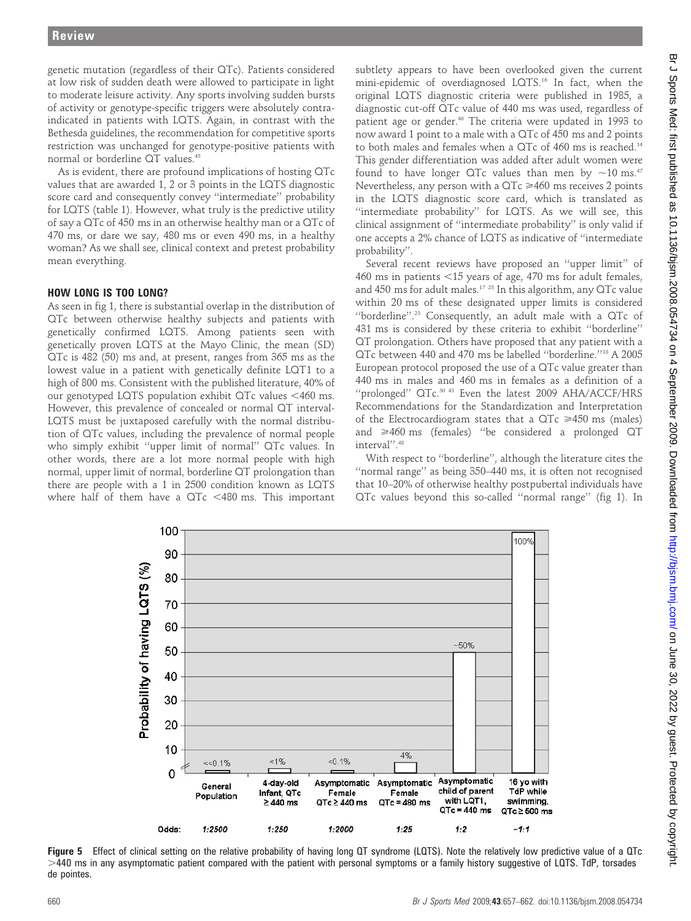genetic mutation (regardless of their QTc). Patients considered at low risk of sudden death were allowed to participate in light to moderate leisure activity. Any sports involving sudden bursts of activity or genotype-specific triggers were absolutely contraindicated in patients with LQTS. Again, in contrast with the Bethesda guidelines, the recommendation for competitive sports restriction was unchanged for genotype-positive patients with normal or borderline QT values.[45]

As is evident, there are profound implications of hosting QTc values that are awarded 1, 2 or 3 points in the LQTS diagnostic score card and consequently convey "intermediate" probability for LQTS (table 1). However, what truly is the predictive utility of say a QTc of 450 ms in an otherwise healthy man or a QTc of 470 ms, or dare we say, 480 ms or even 490 ms, in a healthy woman? As we shall see, clinical context and pretest probability mean everything.

## HOW LONG IS TOO LONG?

As seen in fig 1, there is substantial overlap in the distribution of QTc between otherwise healthy subjects and patients with genetically confirmed LQTS. Among patients seen with genetically proven LQTS at the Mayo Clinic, the mean (SD) QTc is 482 (50) ms and, at present, ranges from 365 ms as the lowest value in a patient with genetically definite LQT1 to a high of 800 ms. Consistent with the published literature, 40% of our genotyped LQTS population exhibit QTc values <460 ms. However, this prevalence of concealed or normal QT interval-LQTS must be juxtaposed carefully with the normal distribution of QTc values, including the prevalence of normal people who simply exhibit "upper limit of normal" QTc values. In other words, there are a lot more normal people with high normal, upper limit of normal, borderline QT prolongation than there are people with a 1 in 2500 condition known as LQTS where half of them have a QTc <480 ms. This important subtlety appears to have been overlooked given the current mini-epidemic of overdiagnosed LQTS.[16] In fact, when the original LQTS diagnostic criteria were published in 1985, a diagnostic cut-off QTc value of 440 ms was used, regardless of patient age or gender.[46] The criteria were updated in 1993 to now award 1 point to a male with a QTc of 450 ms and 2 points to both males and females when a QTc of 460 ms is reached.[14] This gender differentiation was added after adult women were found to have longer QTc values than men by ~10 ms.[47] Nevertheless, any person with a QTc ≥460 ms receives 2 points in the LQTS diagnostic score card, which is translated as "intermediate probability" for LQTS. As we will see, this clinical assignment of "intermediate probability" is only valid if one accepts a 2% chance of LQTS as indicative of "intermediate probability".

Several recent reviews have proposed an "upper limit" of 460 ms in patients <15 years of age, 470 ms for adult females, and 450 ms for adult males.[17,23] In this algorithm, any QTc value within 20 ms of these designated upper limits is considered "borderline".[23] Consequently, an adult male with a QTc of 431 ms is considered by these criteria to exhibit "borderline" QT prolongation. Others have proposed that any patient with a QTc between 440 and 470 ms be labelled "borderline."[18] A 2005 European protocol proposed the use of a QTc value greater than 440 ms in males and 460 ms in females as a definition of a "prolonged" QTc.[30,43] Even the latest 2009 AHA/ACCF/HRS Recommendations for the Standardization and Interpretation of the Electrocardiogram states that a QTc ≥450 ms (males) and ≥460 ms (females) "be considered a prolonged QT interval".[48]

With respect to "borderline", although the literature cites the "normal range" as being 350–440 ms, it is often not recognised that 10–20% of otherwise healthy postpubertal individuals have QTc values beyond this so-called "normal range" (fig 1). In

| | General Population | 4-day-old Infant, QTc ≥ 440 ms | Asymptomatic Female QTc ≥ 440 ms | Asymptomatic Female QTc = 480 ms | Asymptomatic child of parent with LQT1, QTc = 440 ms | 16 yo with TdP while swimming, QTc ≥ 500 ms |
|---|---|---|---|---|---|---|
| Probability of having LQTS (%) | <<0.1% | <1% | <0.1% | 4% | ~50% | 100% |
| Odds: | 1:2500 | 1:250 | 1:2000 | 1:25 | 1:2 | ~1:1 |

**Figure 5** Effect of clinical setting on the relative probability of having long QT syndrome (LQTS). Note the relatively low predictive value of a QTc >440 ms in any asymptomatic patient compared with the patient with personal symptoms or a family history suggestive of LQTS. TdP, torsades de pointes.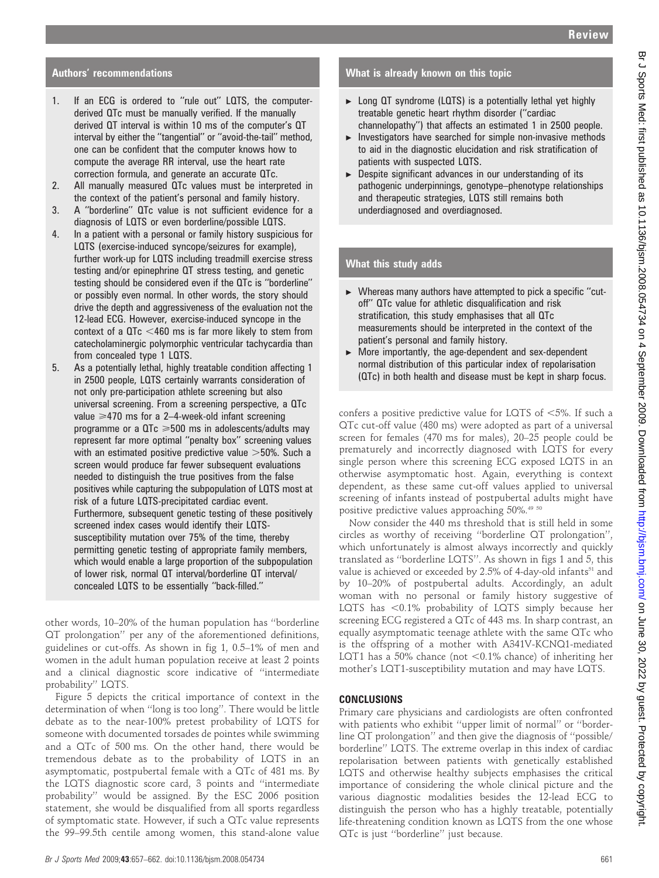## Authors' recommendations

1. If an ECG is ordered to "rule out" LQTS, the computer-derived QTc must be manually verified. If the manually derived QT interval is within 10 ms of the computer's QT interval by either the "tangential" or "avoid-the-tail" method, one can be confident that the computer knows how to compute the average RR interval, use the heart rate correction formula, and generate an accurate QTc.
2. All manually measured QTc values must be interpreted in the context of the patient's personal and family history.
3. A "borderline" QTc value is not sufficient evidence for a diagnosis of LQTS or even borderline/possible LQTS.
4. In a patient with a personal or family history suspicious for LQTS (exercise-induced syncope/seizures for example), further work-up for LQTS including treadmill exercise stress testing and/or epinephrine QT stress testing, and genetic testing should be considered even if the QTc is "borderline" or possibly even normal. In other words, the story should drive the depth and aggressiveness of the evaluation not the 12-lead ECG. However, exercise-induced syncope in the context of a QTc <460 ms is far more likely to stem from catecholaminergic polymorphic ventricular tachycardia than from concealed type 1 LQTS.
5. As a potentially lethal, highly treatable condition affecting 1 in 2500 people, LQTS certainly warrants consideration of not only pre-participation athlete screening but also universal screening. From a screening perspective, a QTc value ⩾470 ms for a 2–4-week-old infant screening programme or a QTc ⩾500 ms in adolescents/adults may represent far more optimal "penalty box" screening values with an estimated positive predictive value >50%. Such a screen would produce far fewer subsequent evaluations needed to distinguish the true positives from the false positives while capturing the subpopulation of LQTS most at risk of a future LQTS-precipitated cardiac event. Furthermore, subsequent genetic testing of these positively screened index cases would identify their LQTS-susceptibility mutation over 75% of the time, thereby permitting genetic testing of appropriate family members, which would enable a large proportion of the subpopulation of lower risk, normal QT interval/borderline QT interval/concealed LQTS to be essentially "back-filled."

other words, 10–20% of the human population has "borderline QT prolongation" per any of the aforementioned definitions, guidelines or cut-offs. As shown in fig 1, 0.5–1% of men and women in the adult human population receive at least 2 points and a clinical diagnostic score indicative of "intermediate probability" LQTS.

Figure 5 depicts the critical importance of context in the determination of when "long is too long". There would be little debate as to the near-100% pretest probability of LQTS for someone with documented torsades de pointes while swimming and a QTc of 500 ms. On the other hand, there would be tremendous debate as to the probability of LQTS in an asymptomatic, postpubertal female with a QTc of 481 ms. By the LQTS diagnostic score card, 3 points and "intermediate probability" would be assigned. By the ESC 2006 position statement, she would be disqualified from all sports regardless of symptomatic state. However, if such a QTc value represents the 99–99.5th centile among women, this stand-alone value confers a positive predictive value for LQTS of <5%. If such a QTc cut-off value (480 ms) were adopted as part of a universal screen for females (470 ms for males), 20–25 people could be prematurely and incorrectly diagnosed with LQTS for every single person where this screening ECG exposed LQTS in an otherwise asymptomatic host. Again, everything is context dependent, as these same cut-off values applied to universal screening of infants instead of postpubertal adults might have positive predictive values approaching 50%.[49 50]

Now consider the 440 ms threshold that is still held in some circles as worthy of receiving "borderline QT prolongation", which unfortunately is almost always incorrectly and quickly translated as "borderline LQTS". As shown in figs 1 and 5, this value is achieved or exceeded by 2.5% of 4-day-old infants[51] and by 10–20% of postpubertal adults. Accordingly, an adult woman with no personal or family history suggestive of LQTS has <0.1% probability of LQTS simply because her screening ECG registered a QTc of 443 ms. In sharp contrast, an equally asymptomatic teenage athlete with the same QTc who is the offspring of a mother with A341V-KCNQ1-mediated LQT1 has a 50% chance (not <0.1% chance) of inheriting her mother's LQT1-susceptibility mutation and may have LQTS.

## What is already known on this topic

- Long QT syndrome (LQTS) is a potentially lethal yet highly treatable genetic heart rhythm disorder ("cardiac channelopathy") that affects an estimated 1 in 2500 people.
- Investigators have searched for simple non-invasive methods to aid in the diagnostic elucidation and risk stratification of patients with suspected LQTS.
- Despite significant advances in our understanding of its pathogenic underpinnings, genotype–phenotype relationships and therapeutic strategies, LQTS still remains both underdiagnosed and overdiagnosed.

## What this study adds

- Whereas many authors have attempted to pick a specific "cut-off" QTc value for athletic disqualification and risk stratification, this study emphasises that all QTc measurements should be interpreted in the context of the patient's personal and family history.
- More importantly, the age-dependent and sex-dependent normal distribution of this particular index of repolarisation (QTc) in both health and disease must be kept in sharp focus.

## CONCLUSIONS

Primary care physicians and cardiologists are often confronted with patients who exhibit "upper limit of normal" or "borderline QT prolongation" and then give the diagnosis of "possible/borderline" LQTS. The extreme overlap in this index of cardiac repolarisation between patients with genetically established LQTS and otherwise healthy subjects emphasises the critical importance of considering the whole clinical picture and the various diagnostic modalities besides the 12-lead ECG to distinguish the person who has a highly treatable, potentially life-threatening condition known as LQTS from the one whose QTc is just "borderline" just because.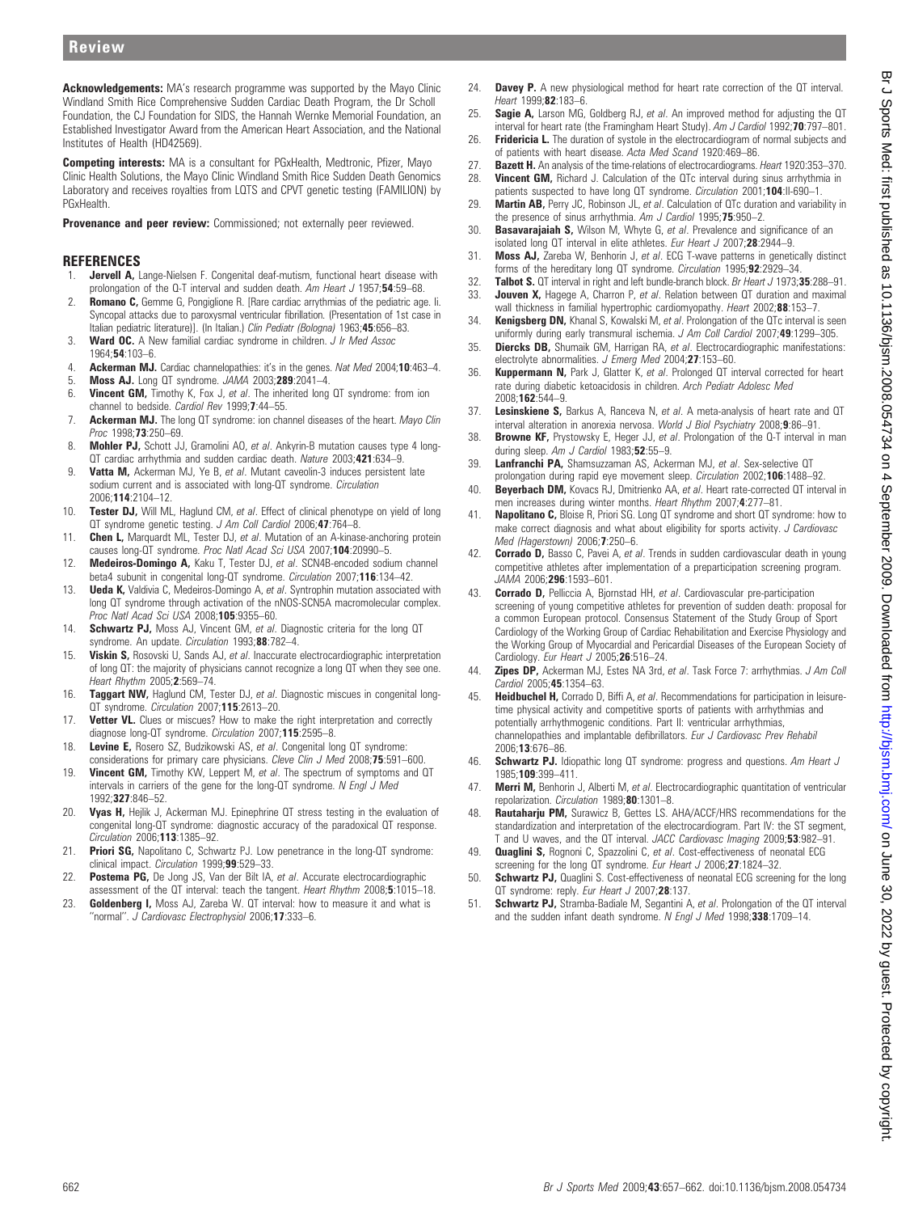**Acknowledgements:** MA's research programme was supported by the Mayo Clinic Windland Smith Rice Comprehensive Sudden Cardiac Death Program, the Dr Scholl Foundation, the CJ Foundation for SIDS, the Hannah Wernke Memorial Foundation, an Established Investigator Award from the American Heart Association, and the National Institutes of Health (HD42569).

**Competing interests:** MA is a consultant for PGxHealth, Medtronic, Pfizer, Mayo Clinic Health Solutions, the Mayo Clinic Windland Smith Rice Sudden Death Genomics Laboratory and receives royalties from LQTS and CPVT genetic testing (FAMILION) by PGxHealth.

**Provenance and peer review:** Commissioned; not externally peer reviewed.

## REFERENCES

1. **Jervell A,** Lange-Nielsen F. Congenital deaf-mutism, functional heart disease with prolongation of the Q-T interval and sudden death. *Am Heart J* 1957;**54**:59–68.
2. **Romano C,** Gemme G, Pongiglione R. [Rare cardiac arrythmias of the pediatric age. Ii. Syncopal attacks due to paroxysmal ventricular fibrillation. (Presentation of 1st case in Italian pediatric literature)]. (In Italian.) *Clin Pediatr (Bologna)* 1963;**45**:656–83.
3. **Ward OC.** A New familial cardiac syndrome in children. *J Ir Med Assoc* 1964;**54**:103–6.
4. **Ackerman MJ.** Cardiac channelopathies: it's in the genes. *Nat Med* 2004;**10**:463–4.
5. **Moss AJ.** Long QT syndrome. *JAMA* 2003;**289**:2041–4.
6. **Vincent GM,** Timothy K, Fox J, *et al*. The inherited long QT syndrome: from ion channel to bedside. *Cardiol Rev* 1999;**7**:44–55.
7. **Ackerman MJ.** The long QT syndrome: ion channel diseases of the heart. *Mayo Clin Proc* 1998;**73**:250–69.
8. **Mohler PJ,** Schott JJ, Gramolini AO, *et al*. Ankyrin-B mutation causes type 4 long-QT cardiac arrhythmia and sudden cardiac death. *Nature* 2003;**421**:634–9.
9. **Vatta M,** Ackerman MJ, Ye B, *et al*. Mutant caveolin-3 induces persistent late sodium current and is associated with long-QT syndrome. *Circulation* 2006;**114**:2104–12.
10. **Tester DJ,** Will ML, Haglund CM, *et al*. Effect of clinical phenotype on yield of long QT syndrome genetic testing. *J Am Coll Cardiol* 2006;**47**:764–8.
11. **Chen L,** Marquardt ML, Tester DJ, *et al*. Mutation of an A-kinase-anchoring protein causes long-QT syndrome. *Proc Natl Acad Sci USA* 2007;**104**:20990–5.
12. **Medeiros-Domingo A,** Kaku T, Tester DJ, *et al*. SCN4B-encoded sodium channel beta4 subunit in congenital long-QT syndrome. *Circulation* 2007;**116**:134–42.
13. **Ueda K,** Valdivia C, Medeiros-Domingo A, *et al*. Syntrophin mutation associated with long QT syndrome through activation of the nNOS-SCN5A macromolecular complex. *Proc Natl Acad Sci USA* 2008;**105**:9355–60.
14. **Schwartz PJ,** Moss AJ, Vincent GM, *et al*. Diagnostic criteria for the long QT syndrome. An update. *Circulation* 1993;**88**:782–4.
15. **Viskin S,** Rosovski U, Sands AJ, *et al*. Inaccurate electrocardiographic interpretation of long QT: the majority of physicians cannot recognize a long QT when they see one. *Heart Rhythm* 2005;**2**:569–74.
16. **Taggart NW,** Haglund CM, Tester DJ, *et al*. Diagnostic miscues in congenital long-QT syndrome. *Circulation* 2007;**115**:2613–20.
17. **Vetter VL.** Clues or miscues? How to make the right interpretation and correctly diagnose long-QT syndrome. *Circulation* 2007;**115**:2595–8.
18. **Levine E,** Rosero SZ, Budzikowski AS, *et al*. Congenital long QT syndrome: considerations for primary care physicians. *Cleve Clin J Med* 2008;**75**:591–600.
19. **Vincent GM,** Timothy KW, Leppert M, *et al*. The spectrum of symptoms and QT intervals in carriers of the gene for the long-QT syndrome. *N Engl J Med* 1992;**327**:846–52.
20. **Vyas H,** Hejlik J, Ackerman MJ. Epinephrine QT stress testing in the evaluation of congenital long-QT syndrome: diagnostic accuracy of the paradoxical QT response. *Circulation* 2006;**113**:1385–92.
21. **Priori SG,** Napolitano C, Schwartz PJ. Low penetrance in the long-QT syndrome: clinical impact. *Circulation* 1999;**99**:529–33.
22. **Postema PG,** De Jong JS, Van der Bilt IA, *et al*. Accurate electrocardiographic assessment of the QT interval: teach the tangent. *Heart Rhythm* 2008;**5**:1015–18.
23. **Goldenberg I,** Moss AJ, Zareba W. QT interval: how to measure it and what is "normal". *J Cardiovasc Electrophysiol* 2006;**17**:333–6.
24. **Davey P.** A new physiological method for heart rate correction of the QT interval. *Heart* 1999;**82**:183–6.
25. **Sagie A,** Larson MG, Goldberg RJ, *et al*. An improved method for adjusting the QT interval for heart rate (the Framingham Heart Study). *Am J Cardiol* 1992;**70**:797–801.
26. **Fridericia L.** The duration of systole in the electrocardiogram of normal subjects and of patients with heart disease. *Acta Med Scand* 1920:469–86.
27. **Bazett H.** An analysis of the time-relations of electrocardiograms. *Heart* 1920:353–370.
28. **Vincent GM,** Richard J. Calculation of the QTc interval during sinus arrhythmia in patients suspected to have long QT syndrome. *Circulation* 2001;**104**:II-690–1.
29. **Martin AB,** Perry JC, Robinson JL, *et al*. Calculation of QTc duration and variability in the presence of sinus arrhythmia. *Am J Cardiol* 1995;**75**:950–2.
30. **Basavarajaiah S,** Wilson M, Whyte G, *et al*. Prevalence and significance of an isolated long QT interval in elite athletes. *Eur Heart J* 2007;**28**:2944–9.
31. **Moss AJ,** Zareba W, Benhorin J, *et al*. ECG T-wave patterns in genetically distinct forms of the hereditary long QT syndrome. *Circulation* 1995;**92**:2929–34.
32. **Talbot S.** QT interval in right and left bundle-branch block. *Br Heart J* 1973;**35**:288–91.
33. **Jouven X,** Hagege A, Charron P, *et al*. Relation between QT duration and maximal wall thickness in familial hypertrophic cardiomyopathy. *Heart* 2002;**88**:153–7.
34. **Kenigsberg DN,** Khanal S, Kowalski M, *et al*. Prolongation of the QTc interval is seen uniformly during early transmural ischemia. *J Am Coll Cardiol* 2007;**49**:1299–305.
35. **Diercks DB,** Shumaik GM, Harrigan RA, *et al*. Electrocardiographic manifestations: electrolyte abnormalities. *J Emerg Med* 2004;**27**:153–60.
36. **Kuppermann N,** Park J, Glatter K, *et al*. Prolonged QT interval corrected for heart rate during diabetic ketoacidosis in children. *Arch Pediatr Adolesc Med* 2008;**162**:544–9.
37. **Lesinskiene S,** Barkus A, Ranceva N, *et al*. A meta-analysis of heart rate and QT interval alteration in anorexia nervosa. *World J Biol Psychiatry* 2008;**9**:86–91.
38. **Browne KF,** Prystowsky E, Heger JJ, *et al*. Prolongation of the Q-T interval in man during sleep. *Am J Cardiol* 1983;**52**:55–9.
39. **Lanfranchi PA,** Shamsuzzaman AS, Ackerman MJ, *et al*. Sex-selective QT prolongation during rapid eye movement sleep. *Circulation* 2002;**106**:1488–92.
40. **Beyerbach DM,** Kovacs RJ, Dmitrienko AA, *et al*. Heart rate-corrected QT interval in men increases during winter months. *Heart Rhythm* 2007;**4**:277–81.
41. **Napolitano C,** Bloise R, Priori SG. Long QT syndrome and short QT syndrome: how to make correct diagnosis and what about eligibility for sports activity. *J Cardiovasc Med (Hagerstown)* 2006;**7**:250–6.
42. **Corrado D,** Basso C, Pavei A, *et al*. Trends in sudden cardiovascular death in young competitive athletes after implementation of a preparticipation screening program. *JAMA* 2006;**296**:1593–601.
43. **Corrado D,** Pelliccia A, Bjornstad HH, *et al*. Cardiovascular pre-participation screening of young competitive athletes for prevention of sudden death: proposal for a common European protocol. Consensus Statement of the Study Group of Sport Cardiology of the Working Group of Cardiac Rehabilitation and Exercise Physiology and the Working Group of Myocardial and Pericardial Diseases of the European Society of Cardiology. *Eur Heart J* 2005;**26**:516–24.
44. **Zipes DP,** Ackerman MJ, Estes NA 3rd, *et al*. Task Force 7: arrhythmias. *J Am Coll Cardiol* 2005;**45**:1354–63.
45. **Heidbuchel H,** Corrado D, Biffi A, *et al*. Recommendations for participation in leisure-time physical activity and competitive sports of patients with arrhythmias and potentially arrhythmogenic conditions. Part II: ventricular arrhythmias, channelopathies and implantable defibrillators. *Eur J Cardiovasc Prev Rehabil* 2006;**13**:676–86.
46. **Schwartz PJ.** Idiopathic long QT syndrome: progress and questions. *Am Heart J* 1985;**109**:399–411.
47. **Merri M,** Benhorin J, Alberti M, *et al*. Electrocardiographic quantitation of ventricular repolarization. *Circulation* 1989;**80**:1301–8.
48. **Rautaharju PM,** Surawicz B, Gettes LS. AHA/ACCF/HRS recommendations for the standardization and interpretation of the electrocardiogram. Part IV: the ST segment, T and U waves, and the QT interval. *JACC Cardiovasc Imaging* 2009;**53**:982–91.
49. **Quaglini S,** Rognoni C, Spazzolini C, *et al*. Cost-effectiveness of neonatal ECG screening for the long QT syndrome. *Eur Heart J* 2006;**27**:1824–32.
50. **Schwartz PJ,** Quaglini S. Cost-effectiveness of neonatal ECG screening for the long QT syndrome: reply. *Eur Heart J* 2007;**28**:137.
51. **Schwartz PJ,** Stramba-Badiale M, Segantini A, *et al*. Prolongation of the QT interval and the sudden infant death syndrome. *N Engl J Med* 1998;**338**:1709–14.